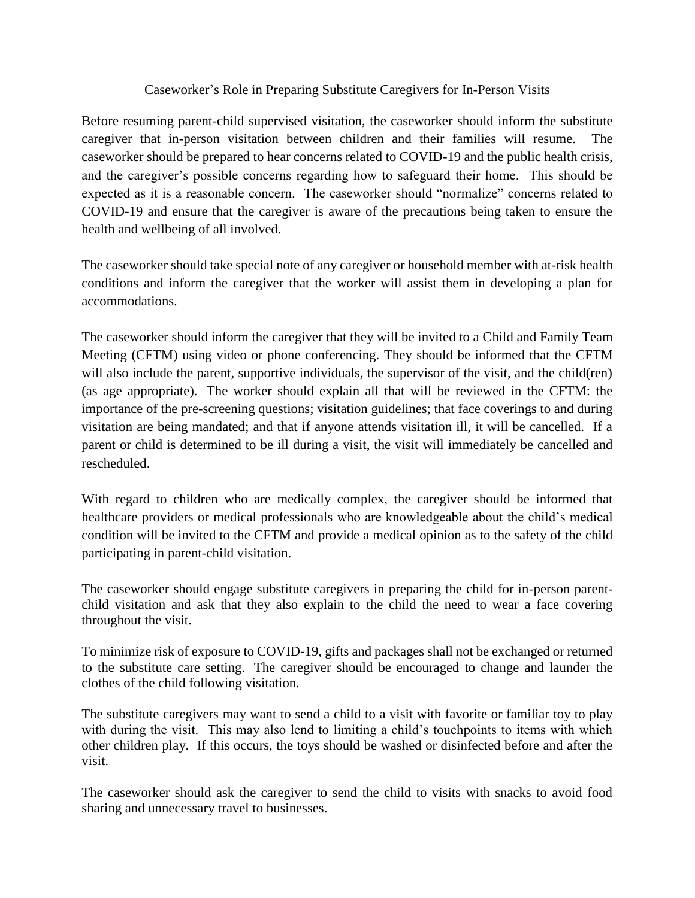# Caseworker's Role in Preparing Substitute Caregivers for In-Person Visits

Before resuming parent-child supervised visitation, the caseworker should inform the substitute caregiver that in-person visitation between children and their families will resume. The caseworker should be prepared to hear concerns related to COVID-19 and the public health crisis, and the caregiver's possible concerns regarding how to safeguard their home. This should be expected as it is a reasonable concern. The caseworker should "normalize" concerns related to COVID-19 and ensure that the caregiver is aware of the precautions being taken to ensure the health and wellbeing of all involved.

The caseworker should take special note of any caregiver or household member with at-risk health conditions and inform the caregiver that the worker will assist them in developing a plan for accommodations.

The caseworker should inform the caregiver that they will be invited to a Child and Family Team Meeting (CFTM) using video or phone conferencing. They should be informed that the CFTM will also include the parent, supportive individuals, the supervisor of the visit, and the child(ren) (as age appropriate). The worker should explain all that will be reviewed in the CFTM: the importance of the pre-screening questions; visitation guidelines; that face coverings to and during visitation are being mandated; and that if anyone attends visitation ill, it will be cancelled. If a parent or child is determined to be ill during a visit, the visit will immediately be cancelled and rescheduled.

With regard to children who are medically complex, the caregiver should be informed that healthcare providers or medical professionals who are knowledgeable about the child's medical condition will be invited to the CFTM and provide a medical opinion as to the safety of the child participating in parent-child visitation.

The caseworker should engage substitute caregivers in preparing the child for in-person parent-child visitation and ask that they also explain to the child the need to wear a face covering throughout the visit.

To minimize risk of exposure to COVID-19, gifts and packages shall not be exchanged or returned to the substitute care setting. The caregiver should be encouraged to change and launder the clothes of the child following visitation.

The substitute caregivers may want to send a child to a visit with favorite or familiar toy to play with during the visit. This may also lend to limiting a child's touchpoints to items with which other children play. If this occurs, the toys should be washed or disinfected before and after the visit.

The caseworker should ask the caregiver to send the child to visits with snacks to avoid food sharing and unnecessary travel to businesses.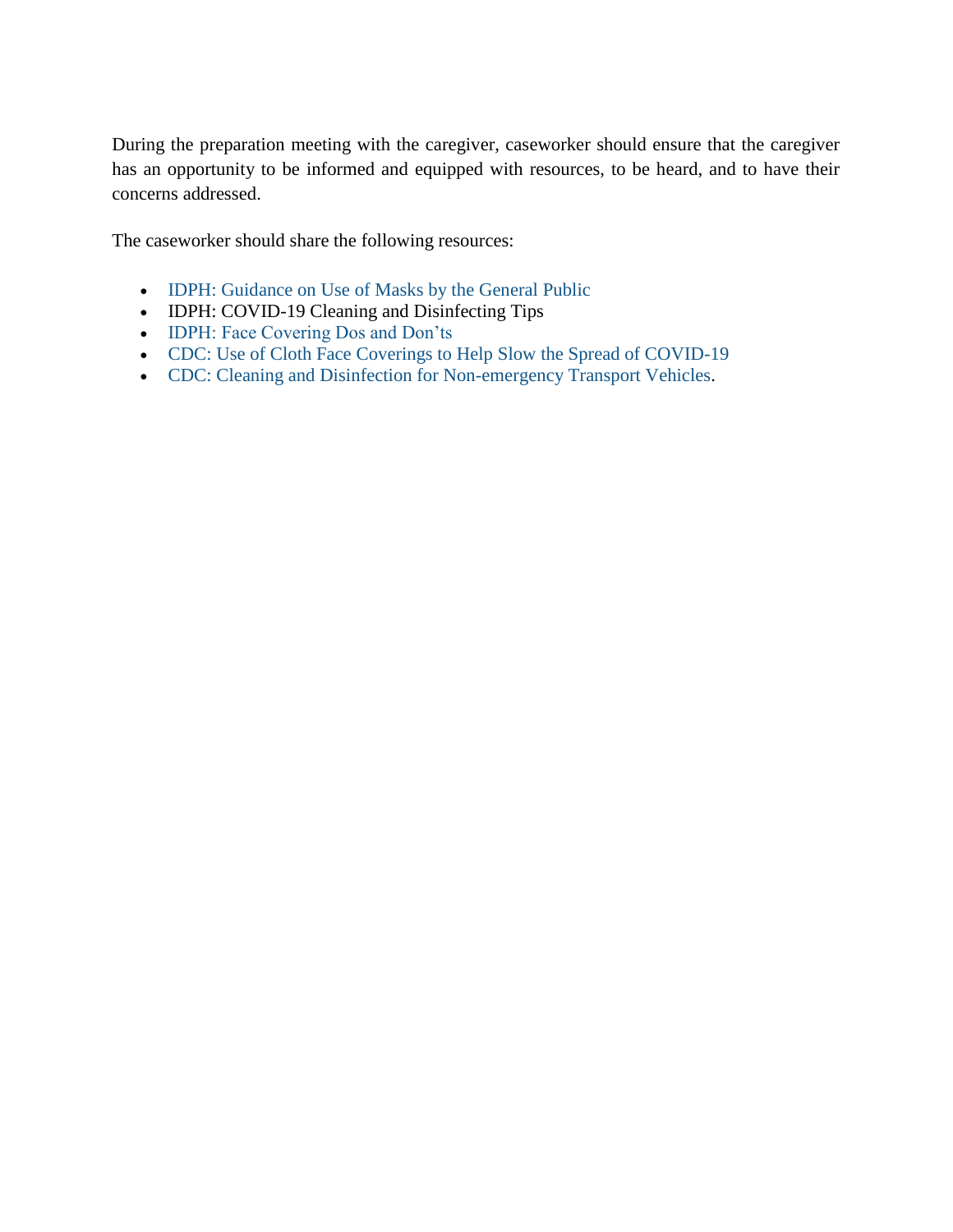During the preparation meeting with the caregiver, caseworker should ensure that the caregiver has an opportunity to be informed and equipped with resources, to be heard, and to have their concerns addressed.

The caseworker should share the following resources:

- IDPH: Guidance on Use of Masks by the General Public
- IDPH: COVID-19 Cleaning and Disinfecting Tips
- IDPH: Face Covering Dos and Don'ts
- CDC: Use of Cloth Face Coverings to Help Slow the Spread of COVID-19
- CDC: Cleaning and Disinfection for Non-emergency Transport Vehicles.